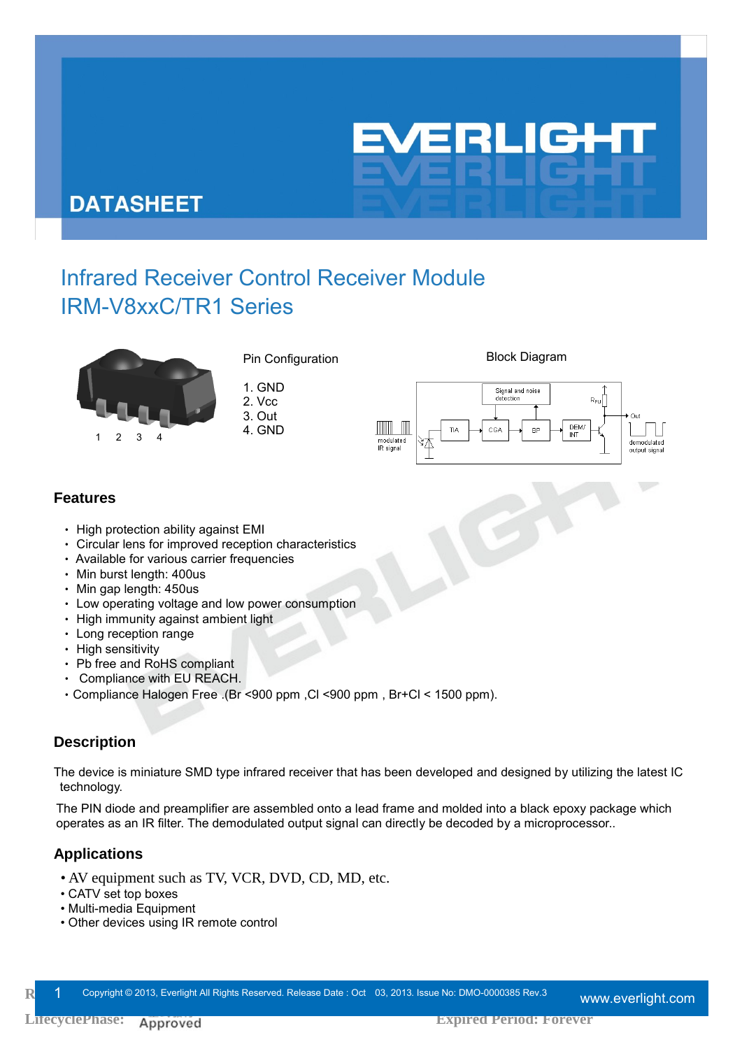# DATASHEET

## Infrared Receiver Control Receiver Module
## IRM-V8xxC/TR1 Series

Pin Configuration

1. GND
2. Vcc
3. Out
4. GND

Block Diagram

### Features

- High protection ability against EMI
- Circular lens for improved reception characteristics
- Available for various carrier frequencies
- Min burst length: 400us
- Min gap length: 450us
- Low operating voltage and low power consumption
- High immunity against ambient light
- Long reception range
- High sensitivity
- Pb free and RoHS compliant
- Compliance with EU REACH.
- Compliance Halogen Free .(Br <900 ppm ,Cl <900 ppm , Br+Cl < 1500 ppm).

### Description

The device is miniature SMD type infrared receiver that has been developed and designed by utilizing the latest IC technology.

The PIN diode and preamplifier are assembled onto a lead frame and molded into a black epoxy package which operates as an IR filter. The demodulated output signal can directly be decoded by a microprocessor..

### Applications

- AV equipment such as TV, VCR, DVD, CD, MD, etc.
- CATV set top boxes
- Multi-media Equipment
- Other devices using IR remote control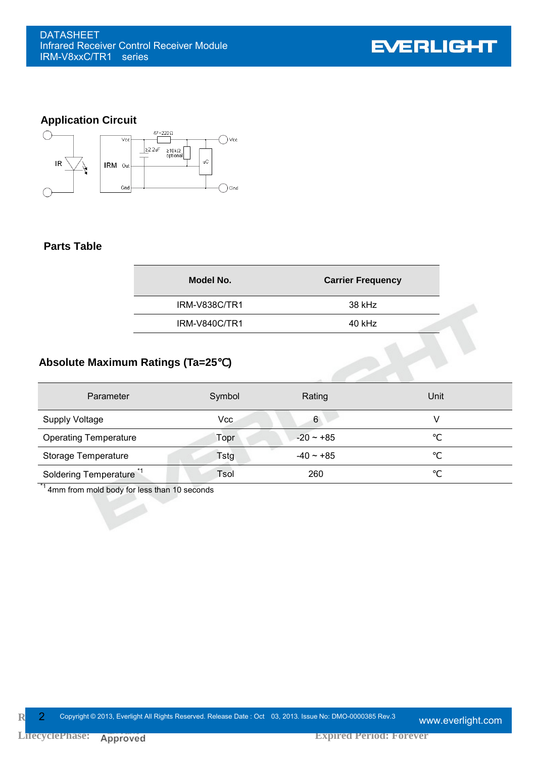## Application Circuit

## Parts Table

| Model No. | Carrier Frequency |
|---|---|
| IRM-V838C/TR1 | 38 kHz |
| IRM-V840C/TR1 | 40 kHz |

## Absolute Maximum Ratings (Ta=25℃)

| Parameter | Symbol | Rating | Unit |
|---|---|---|---|
| Supply Voltage | Vcc | 6 | V |
| Operating Temperature | Topr | -20 ~ +85 | ℃ |
| Storage Temperature | Tstg | -40 ~ +85 | ℃ |
| Soldering Temperature [*1] | Tsol | 260 | ℃ |

[*1] 4mm from mold body for less than 10 seconds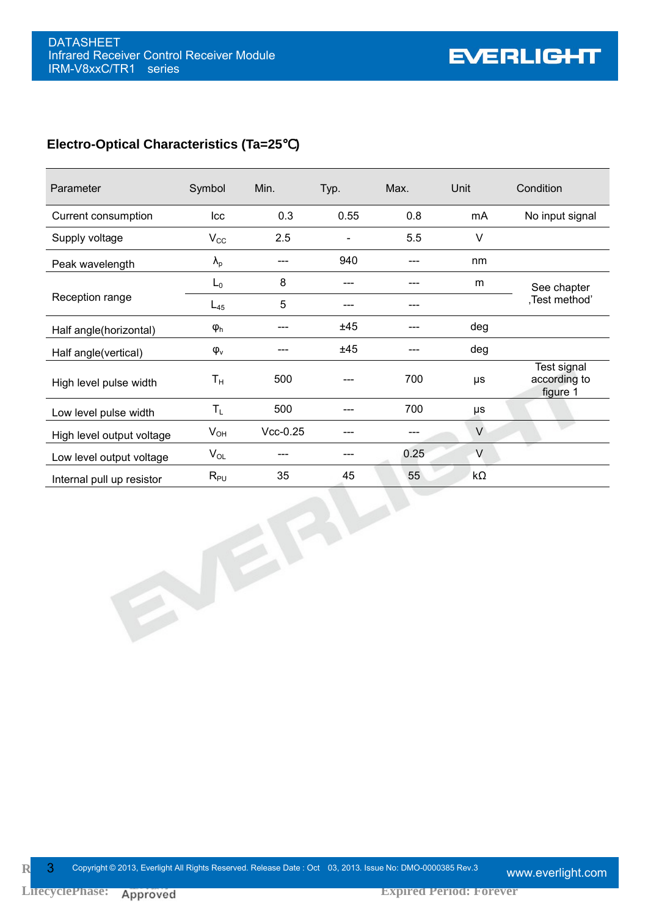## Electro-Optical Characteristics (Ta=25℃)

| Parameter | Symbol | Min. | Typ. | Max. | Unit | Condition |
|---|---|---|---|---|---|---|
| Current consumption | Icc | 0.3 | 0.55 | 0.8 | mA | No input signal |
| Supply voltage | $V_{CC}$ | 2.5 | - | 5.5 | V | |
| Peak wavelength | $\lambda_p$ | --- | 940 | --- | nm | |
| Reception range | $L_0$ | 8 | --- | --- | m | See chapter ‚Test method' |
| | $L_{45}$ | 5 | --- | --- | | |
| Half angle(horizontal) | $\varphi_h$ | --- | ±45 | --- | deg | |
| Half angle(vertical) | $\varphi_v$ | --- | ±45 | --- | deg | |
| High level pulse width | $T_H$ | 500 | --- | 700 | μs | Test signal according to figure 1 |
| Low level pulse width | $T_L$ | 500 | --- | 700 | μs | |
| High level output voltage | $V_{OH}$ | Vcc-0.25 | --- | --- | V | |
| Low level output voltage | $V_{OL}$ | --- | --- | 0.25 | V | |
| Internal pull up resistor | $R_{PU}$ | 35 | 45 | 55 | kΩ | |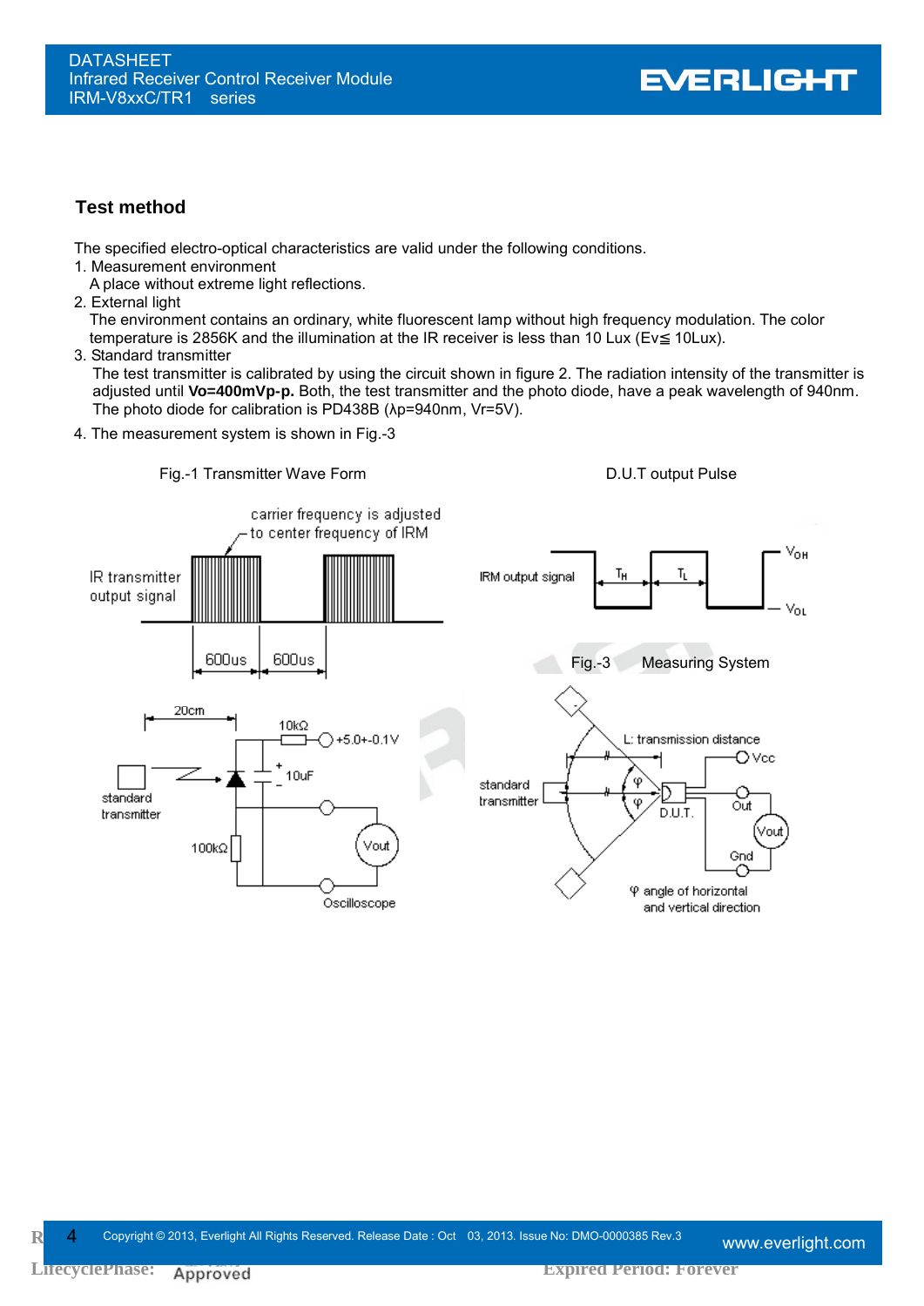## Test method

The specified electro-optical characteristics are valid under the following conditions.

1. Measurement environment
   A place without extreme light reflections.
2. External light
   The environment contains an ordinary, white fluorescent lamp without high frequency modulation. The color temperature is 2856K and the illumination at the IR receiver is less than 10 Lux (Ev≦ 10Lux).
3. Standard transmitter
   The test transmitter is calibrated by using the circuit shown in figure 2. The radiation intensity of the transmitter is adjusted until **Vo=400mVp-p.** Both, the test transmitter and the photo diode, have a peak wavelength of 940nm. The photo diode for calibration is PD438B (λp=940nm, Vr=5V).
4. The measurement system is shown in Fig.-3

Fig.-1 Transmitter Wave Form

carrier frequency is adjusted to center frequency of IRM

IR transmitter output signal

600us 600us

D.U.T output Pulse

IRM output signal $T_H$ $T_L$ $V_{OH}$ $V_{OL}$

20cm

standard transmitter

10kΩ +5.0+-0.1V

10uF

100kΩ

Vout

Oscilloscope

Fig.-3 Measuring System

L: transmission distance

standard transmitter

φ φ

D.U.T.

Vcc Out Vout Gnd

φ angle of horizontal and vertical direction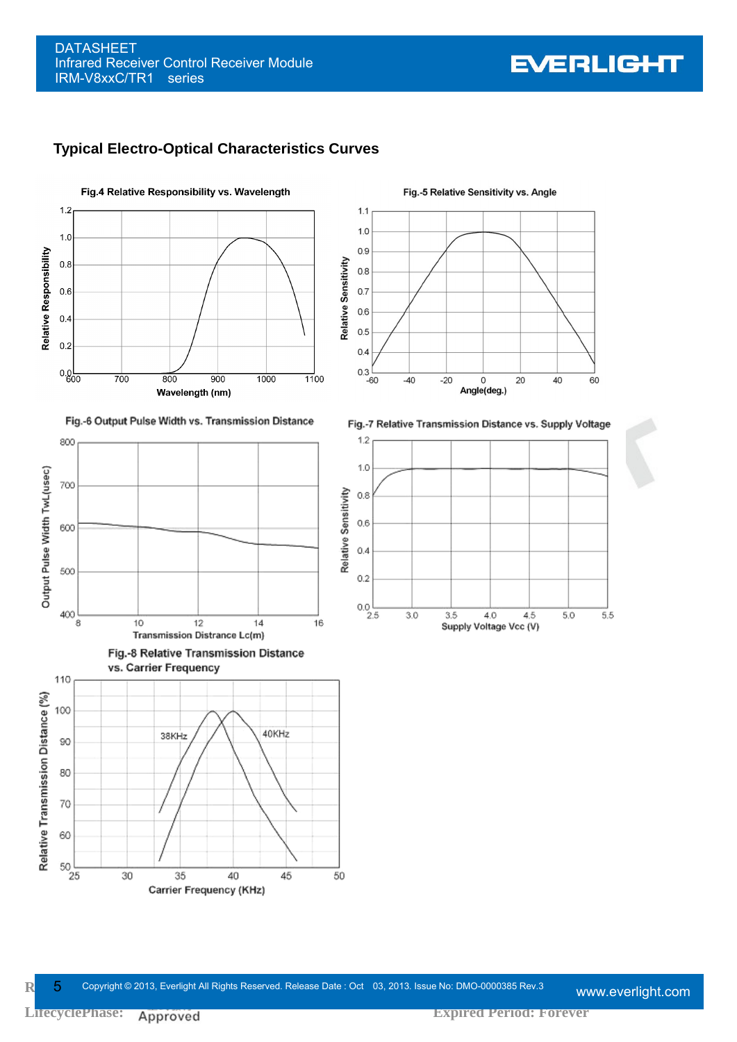## Typical Electro-Optical Characteristics Curves

Fig.4 Relative Responsibility vs. Wavelength

Fig.-5 Relative Sensitivity vs. Angle

Fig.-6 Output Pulse Width vs. Transmission Distance

Fig.-7 Relative Transmission Distance vs. Supply Voltage

Fig.-8 Relative Transmission Distance vs. Carrier Frequency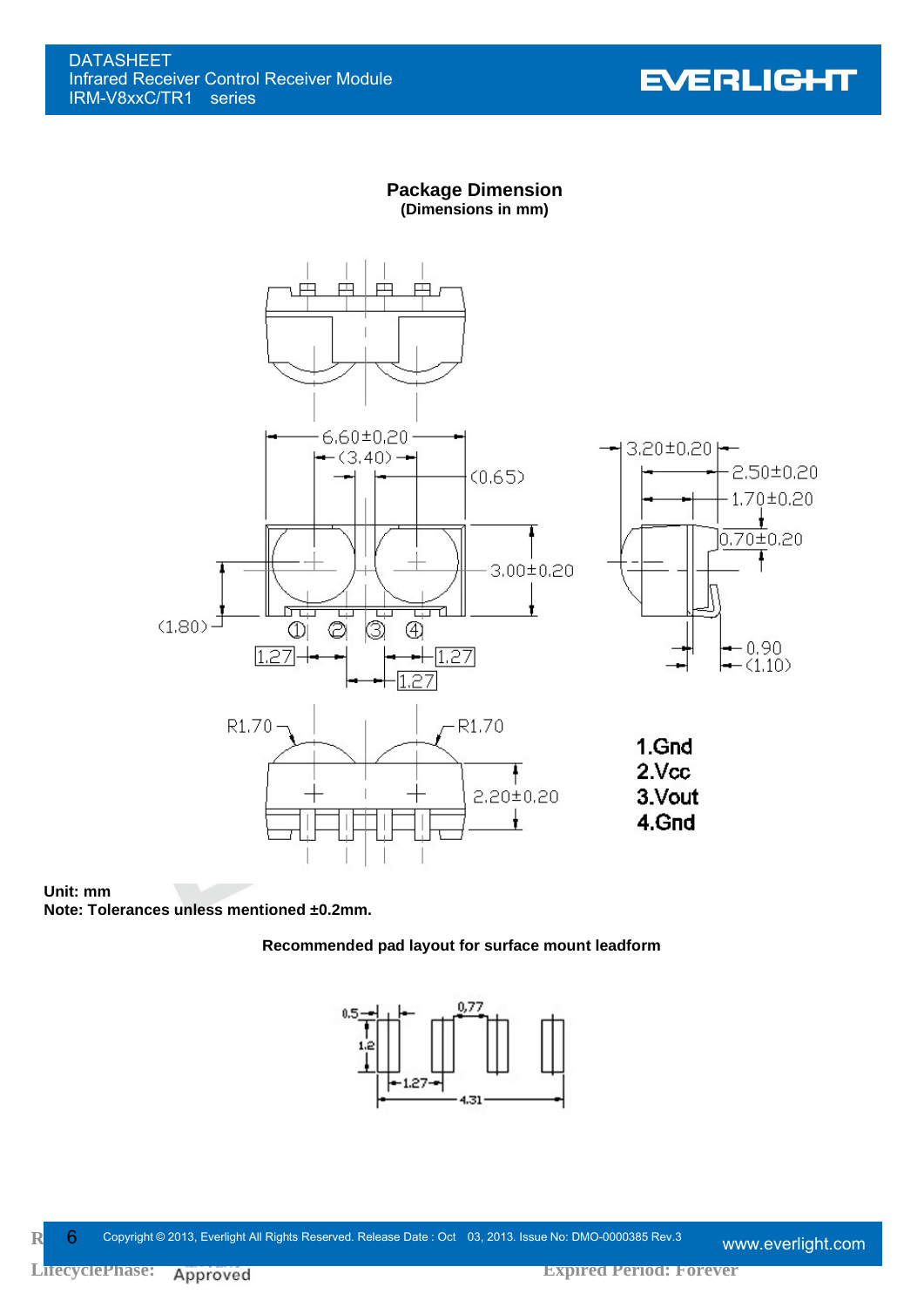## Package Dimension

**(Dimensions in mm)**

1.Gnd
2.Vcc
3.Vout
4.Gnd

**Unit: mm**
**Note: Tolerances unless mentioned ±0.2mm.**

**Recommended pad layout for surface mount leadform**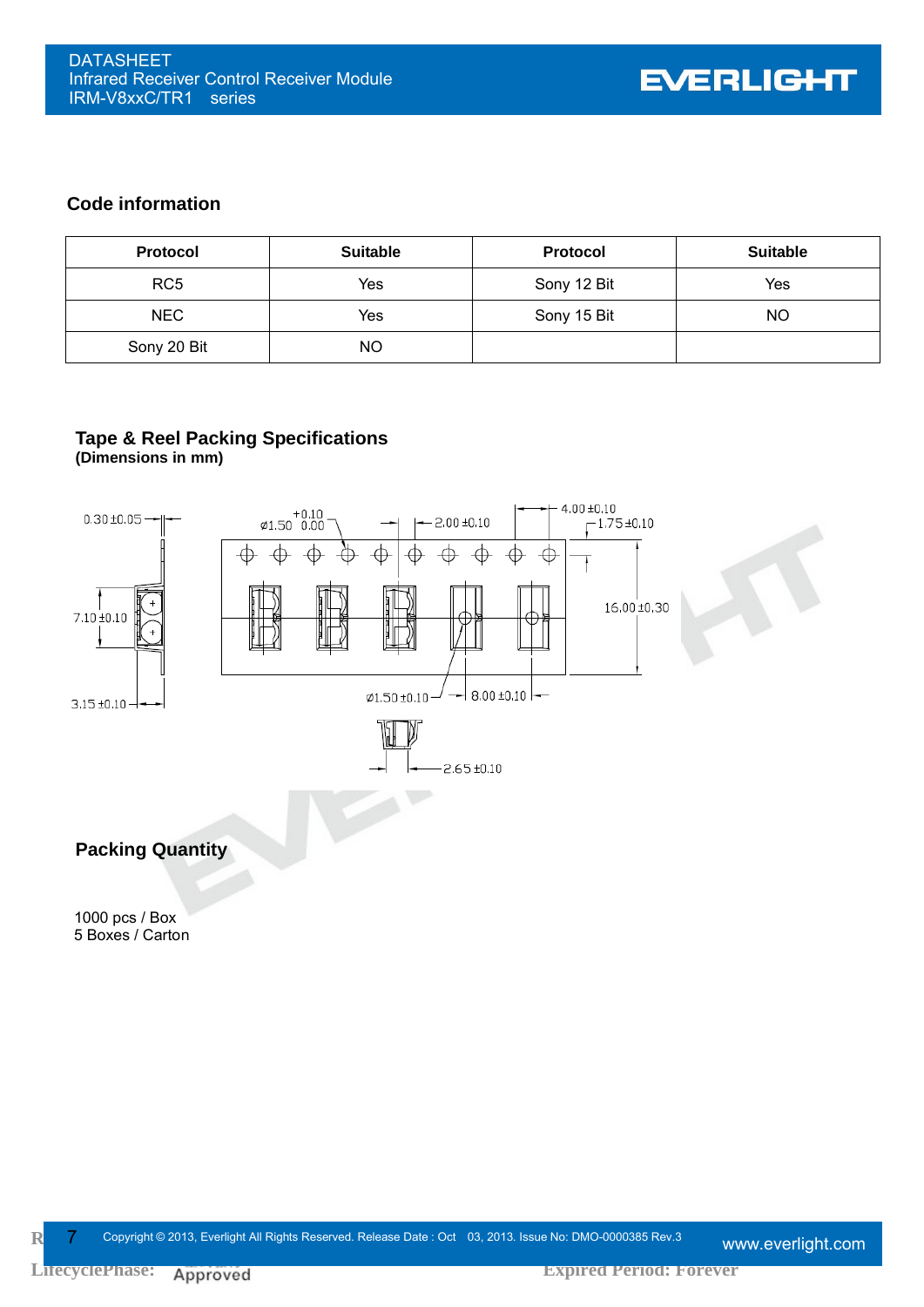## Code information

| Protocol | Suitable | Protocol | Suitable |
|---|---|---|---|
| RC5 | Yes | Sony 12 Bit | Yes |
| NEC | Yes | Sony 15 Bit | NO |
| Sony 20 Bit | NO | | |

## Tape & Reel Packing Specifications

**(Dimensions in mm)**

0.30±0.05

7.10±0.10

3.15±0.10

ø1.50 +0.10 / 0.00

2.00±0.10

4.00±0.10

1.75±0.10

16.00±0.30

ø1.50±0.10

8.00±0.10

2.65±0.10

## Packing Quantity

1000 pcs / Box
5 Boxes / Carton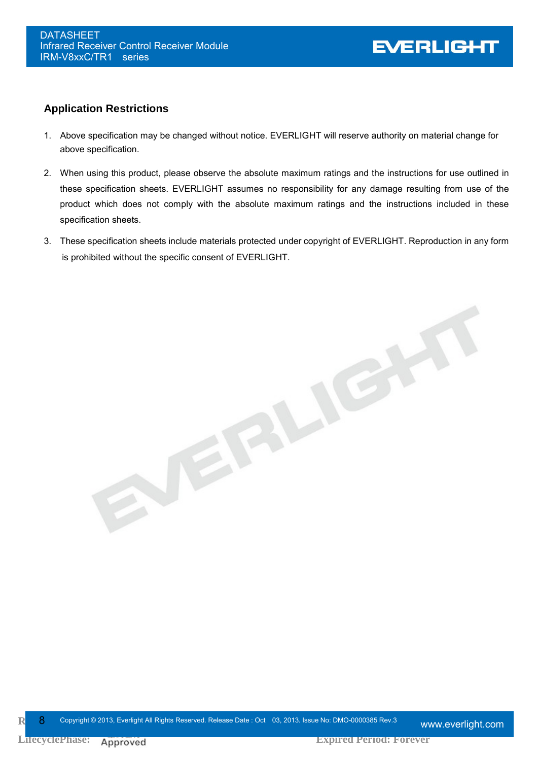## Application Restrictions

1. Above specification may be changed without notice. EVERLIGHT will reserve authority on material change for above specification.
2. When using this product, please observe the absolute maximum ratings and the instructions for use outlined in these specification sheets. EVERLIGHT assumes no responsibility for any damage resulting from use of the product which does not comply with the absolute maximum ratings and the instructions included in these specification sheets.
3. These specification sheets include materials protected under copyright of EVERLIGHT. Reproduction in any form is prohibited without the specific consent of EVERLIGHT.